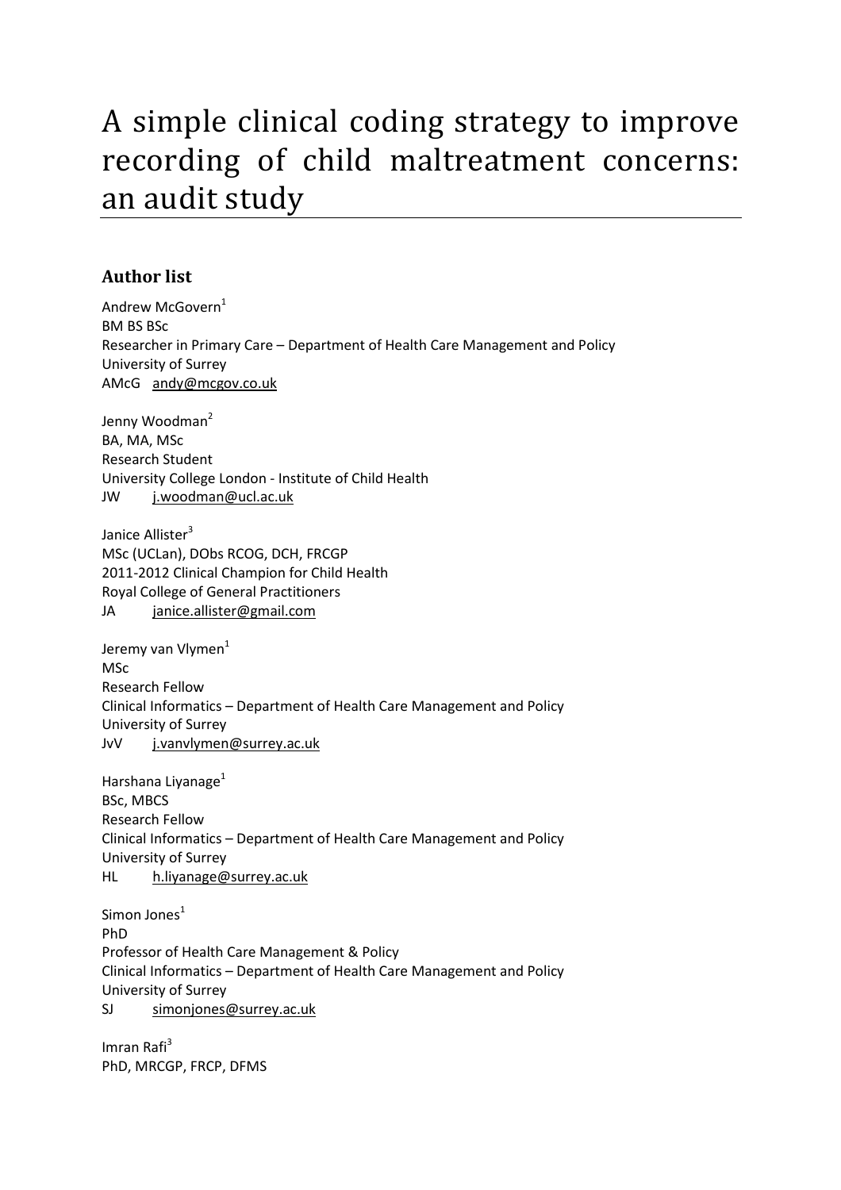# A simple clinical coding strategy to improve recording of child maltreatment concerns: an audit study

## Author list

Andrew McGovern[1]
BM BS BSc
Researcher in Primary Care – Department of Health Care Management and Policy
University of Surrey
AMcG andy@mcgov.co.uk

Jenny Woodman[2]
BA, MA, MSc
Research Student
University College London - Institute of Child Health
JW j.woodman@ucl.ac.uk

Janice Allister[3]
MSc (UCLan), DObs RCOG, DCH, FRCGP
2011-2012 Clinical Champion for Child Health
Royal College of General Practitioners
JA janice.allister@gmail.com

Jeremy van Vlymen[1]
MSc
Research Fellow
Clinical Informatics – Department of Health Care Management and Policy
University of Surrey
JvV j.vanvlymen@surrey.ac.uk

Harshana Liyanage[1]
BSc, MBCS
Research Fellow
Clinical Informatics – Department of Health Care Management and Policy
University of Surrey
HL h.liyanage@surrey.ac.uk

Simon Jones[1]
PhD
Professor of Health Care Management & Policy
Clinical Informatics – Department of Health Care Management and Policy
University of Surrey
SJ simonjones@surrey.ac.uk

Imran Rafi[3]
PhD, MRCGP, FRCP, DFMS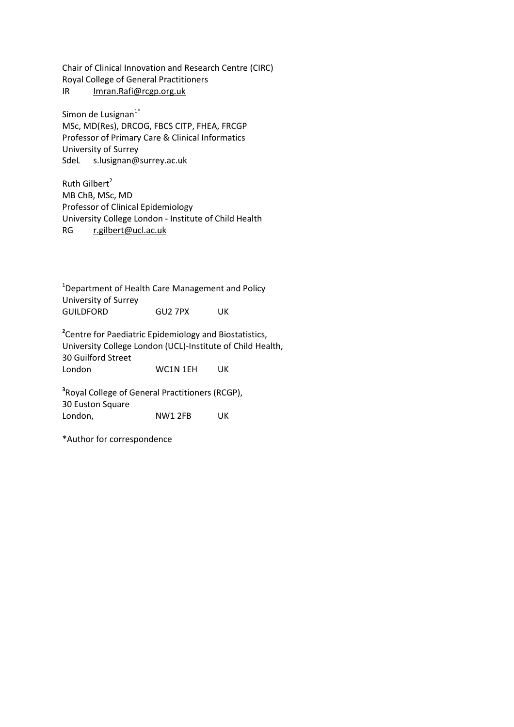Chair of Clinical Innovation and Research Centre (CIRC)
Royal College of General Practitioners
IR Imran.Rafi@rcgp.org.uk

Simon de Lusignan[1*]
MSc, MD(Res), DRCOG, FBCS CITP, FHEA, FRCGP
Professor of Primary Care & Clinical Informatics
University of Surrey
SdeL s.lusignan@surrey.ac.uk

Ruth Gilbert[2]
MB ChB, MSc, MD
Professor of Clinical Epidemiology
University College London - Institute of Child Health
RG r.gilbert@ucl.ac.uk

[1]Department of Health Care Management and Policy
University of Surrey
GUILDFORD GU2 7PX UK

[2]Centre for Paediatric Epidemiology and Biostatistics,
University College London (UCL)-Institute of Child Health,
30 Guilford Street
London WC1N 1EH UK

[3]Royal College of General Practitioners (RCGP),
30 Euston Square
London, NW1 2FB UK

*Author for correspondence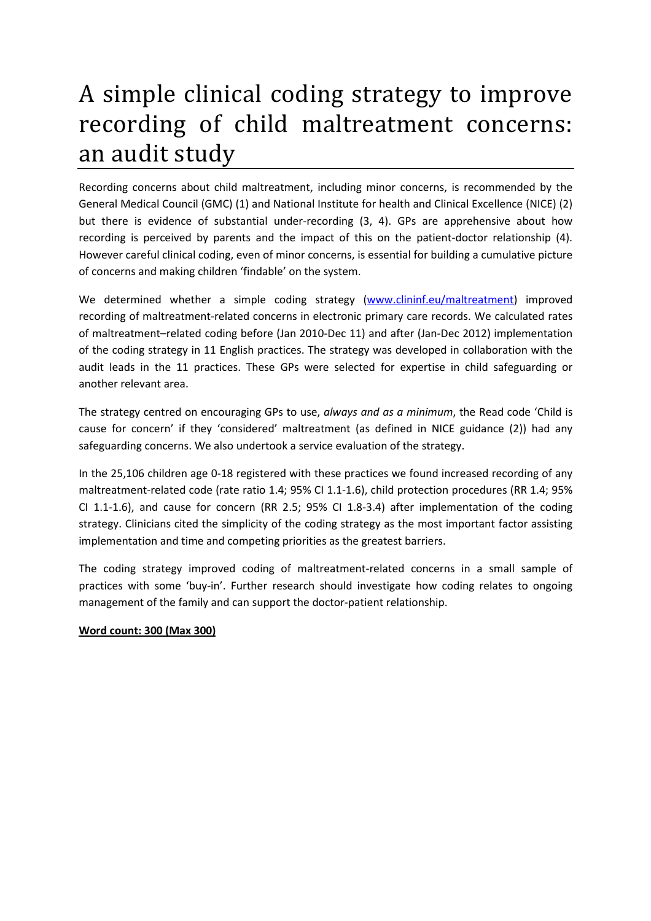# A simple clinical coding strategy to improve recording of child maltreatment concerns: an audit study

Recording concerns about child maltreatment, including minor concerns, is recommended by the General Medical Council (GMC) (1) and National Institute for health and Clinical Excellence (NICE) (2) but there is evidence of substantial under-recording (3, 4). GPs are apprehensive about how recording is perceived by parents and the impact of this on the patient-doctor relationship (4). However careful clinical coding, even of minor concerns, is essential for building a cumulative picture of concerns and making children 'findable' on the system.

We determined whether a simple coding strategy (www.clininf.eu/maltreatment) improved recording of maltreatment-related concerns in electronic primary care records. We calculated rates of maltreatment–related coding before (Jan 2010-Dec 11) and after (Jan-Dec 2012) implementation of the coding strategy in 11 English practices. The strategy was developed in collaboration with the audit leads in the 11 practices. These GPs were selected for expertise in child safeguarding or another relevant area.

The strategy centred on encouraging GPs to use, *always and as a minimum*, the Read code 'Child is cause for concern' if they 'considered' maltreatment (as defined in NICE guidance (2)) had any safeguarding concerns. We also undertook a service evaluation of the strategy.

In the 25,106 children age 0-18 registered with these practices we found increased recording of any maltreatment-related code (rate ratio 1.4; 95% CI 1.1-1.6), child protection procedures (RR 1.4; 95% CI 1.1-1.6), and cause for concern (RR 2.5; 95% CI 1.8-3.4) after implementation of the coding strategy. Clinicians cited the simplicity of the coding strategy as the most important factor assisting implementation and time and competing priorities as the greatest barriers.

The coding strategy improved coding of maltreatment-related concerns in a small sample of practices with some 'buy-in'. Further research should investigate how coding relates to ongoing management of the family and can support the doctor-patient relationship.

**Word count: 300 (Max 300)**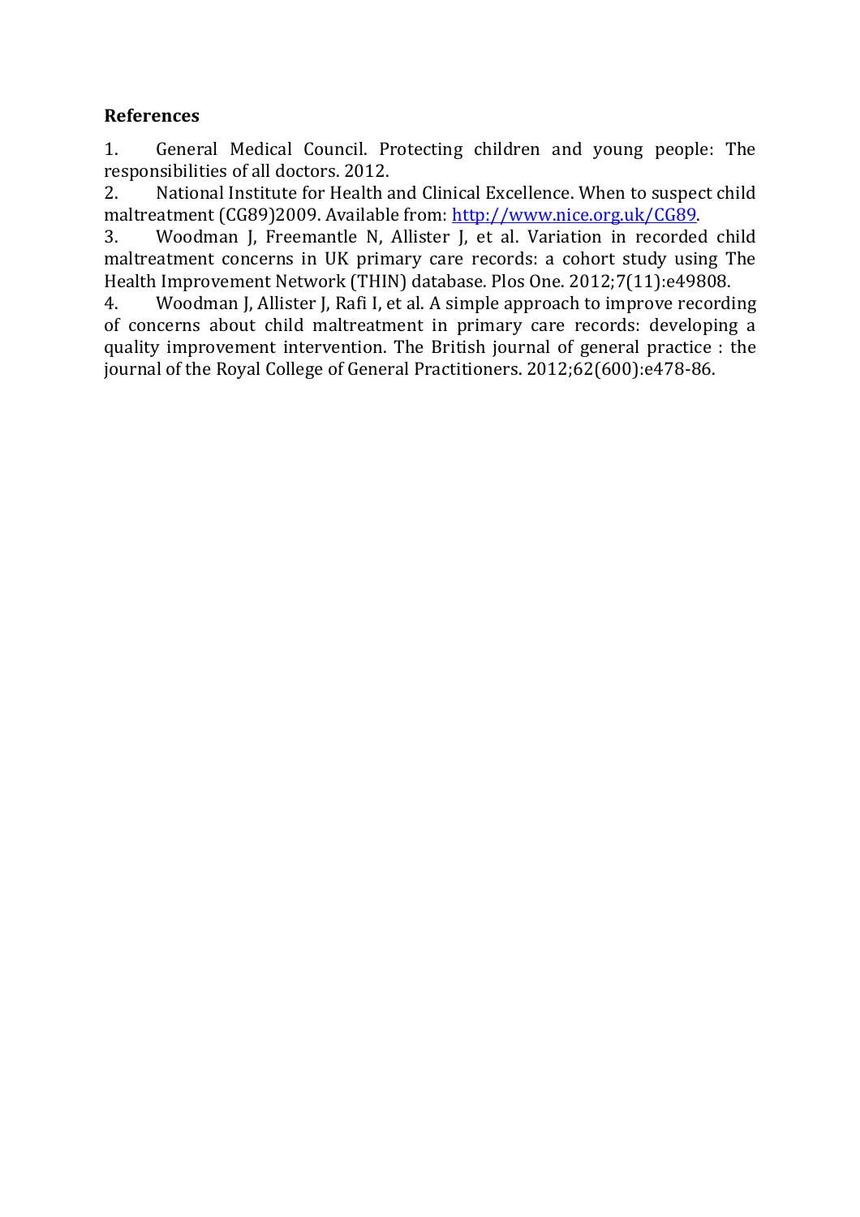## References

1. General Medical Council. Protecting children and young people: The responsibilities of all doctors. 2012.
2. National Institute for Health and Clinical Excellence. When to suspect child maltreatment (CG89)2009. Available from: http://www.nice.org.uk/CG89.
3. Woodman J, Freemantle N, Allister J, et al. Variation in recorded child maltreatment concerns in UK primary care records: a cohort study using The Health Improvement Network (THIN) database. Plos One. 2012;7(11):e49808.
4. Woodman J, Allister J, Rafi I, et al. A simple approach to improve recording of concerns about child maltreatment in primary care records: developing a quality improvement intervention. The British journal of general practice : the journal of the Royal College of General Practitioners. 2012;62(600):e478-86.